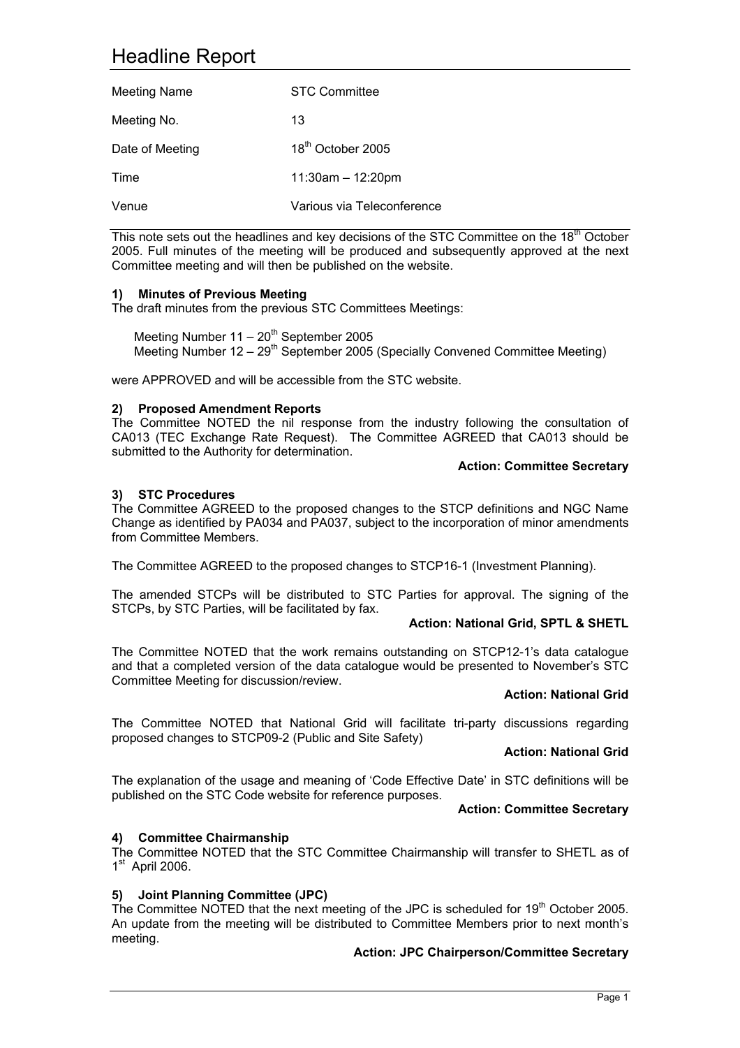# Headline Report

| Meeting Name | STC Committee |
|---|---|
| Meeting No. | 13 |
| Date of Meeting | 18th October 2005 |
| Time | 11:30am – 12:20pm |
| Venue | Various via Teleconference |

This note sets out the headlines and key decisions of the STC Committee on the 18th October 2005. Full minutes of the meeting will be produced and subsequently approved at the next Committee meeting and will then be published on the website.

### 1) Minutes of Previous Meeting

The draft minutes from the previous STC Committees Meetings:

Meeting Number 11 – 20th September 2005
Meeting Number 12 – 29th September 2005 (Specially Convened Committee Meeting)

were APPROVED and will be accessible from the STC website.

### 2) Proposed Amendment Reports

The Committee NOTED the nil response from the industry following the consultation of CA013 (TEC Exchange Rate Request). The Committee AGREED that CA013 should be submitted to the Authority for determination.

**Action: Committee Secretary**

### 3) STC Procedures

The Committee AGREED to the proposed changes to the STCP definitions and NGC Name Change as identified by PA034 and PA037, subject to the incorporation of minor amendments from Committee Members.

The Committee AGREED to the proposed changes to STCP16-1 (Investment Planning).

The amended STCPs will be distributed to STC Parties for approval. The signing of the STCPs, by STC Parties, will be facilitated by fax.

**Action: National Grid, SPTL & SHETL**

The Committee NOTED that the work remains outstanding on STCP12-1's data catalogue and that a completed version of the data catalogue would be presented to November's STC Committee Meeting for discussion/review.

**Action: National Grid**

The Committee NOTED that National Grid will facilitate tri-party discussions regarding proposed changes to STCP09-2 (Public and Site Safety)

**Action: National Grid**

The explanation of the usage and meaning of 'Code Effective Date' in STC definitions will be published on the STC Code website for reference purposes.

**Action: Committee Secretary**

### 4) Committee Chairmanship

The Committee NOTED that the STC Committee Chairmanship will transfer to SHETL as of 1st April 2006.

### 5) Joint Planning Committee (JPC)

The Committee NOTED that the next meeting of the JPC is scheduled for 19th October 2005. An update from the meeting will be distributed to Committee Members prior to next month's meeting.

**Action: JPC Chairperson/Committee Secretary**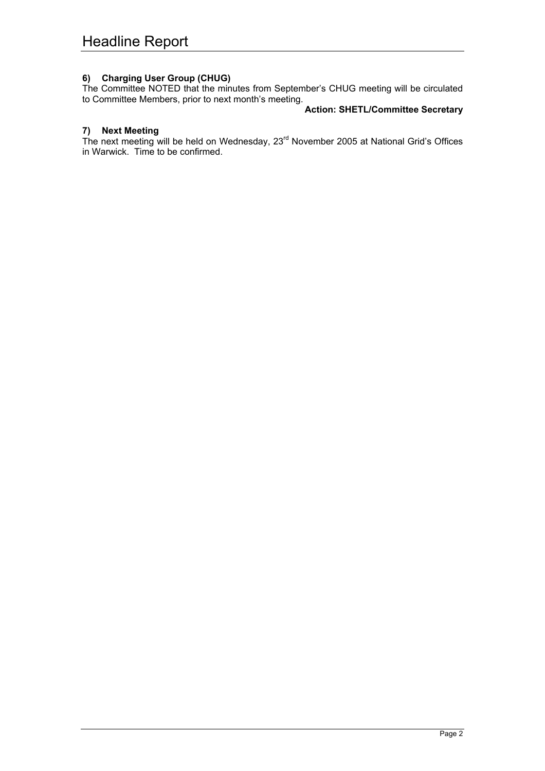### 6) Charging User Group (CHUG)

The Committee NOTED that the minutes from September's CHUG meeting will be circulated to Committee Members, prior to next month's meeting.

**Action: SHETL/Committee Secretary**

### 7) Next Meeting

The next meeting will be held on Wednesday, 23rd November 2005 at National Grid's Offices in Warwick. Time to be confirmed.